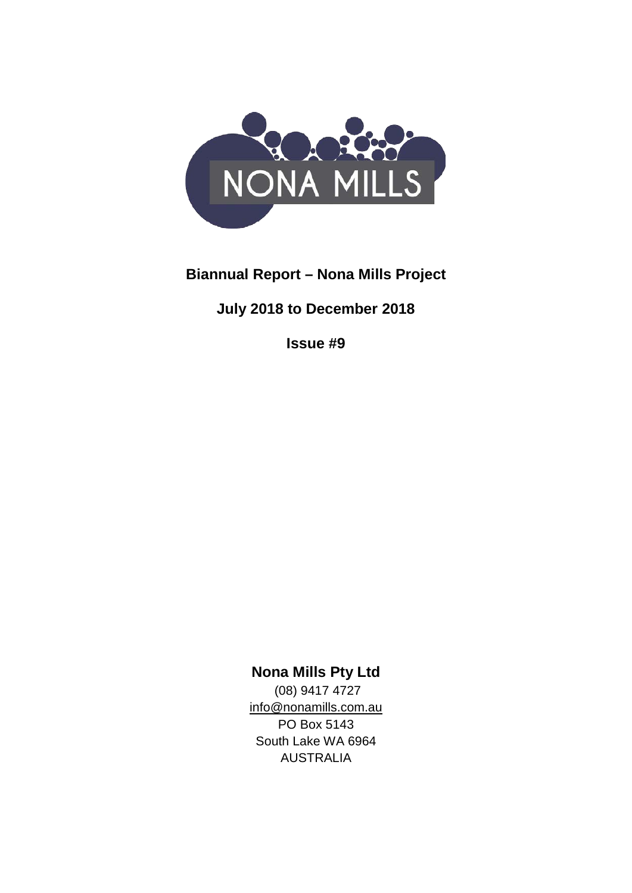NONA MILLS

# Biannual Report – Nona Mills Project

## July 2018 to December 2018

## Issue #9

**Nona Mills Pty Ltd**

(08) 9417 4727

info@nonamills.com.au

PO Box 5143

South Lake WA 6964

AUSTRALIA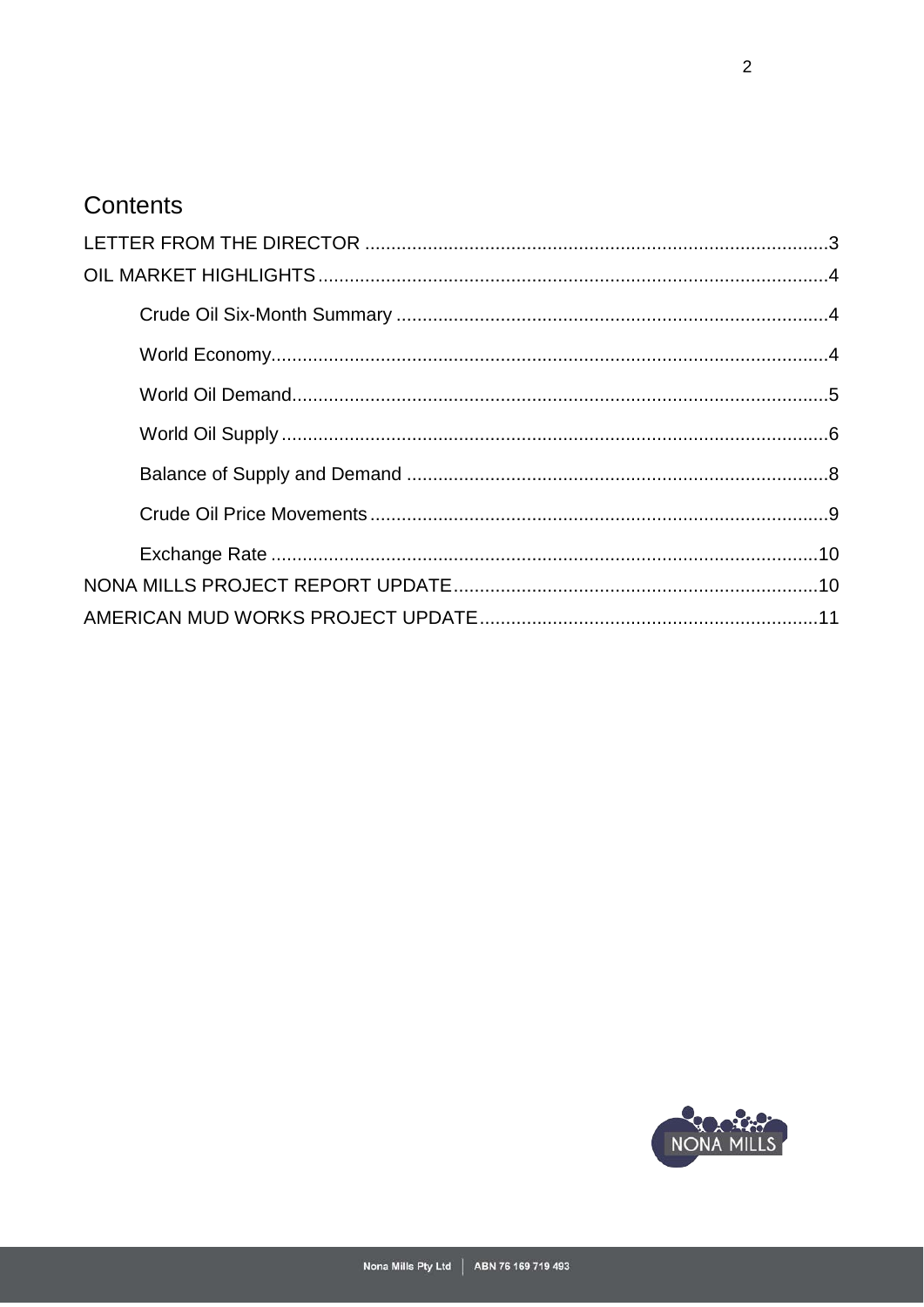# Contents

LETTER FROM THE DIRECTOR .......................................................................................3

OIL MARKET HIGHLIGHTS..................................................................................................4

- Crude Oil Six-Month Summary ..................................................................................4
- World Economy..........................................................................................................4
- World Oil Demand......................................................................................................5
- World Oil Supply ........................................................................................................6
- Balance of Supply and Demand ................................................................................8
- Crude Oil Price Movements .......................................................................................9
- Exchange Rate ........................................................................................................10

NONA MILLS PROJECT REPORT UPDATE......................................................................10

AMERICAN MUD WORKS PROJECT UPDATE.................................................................11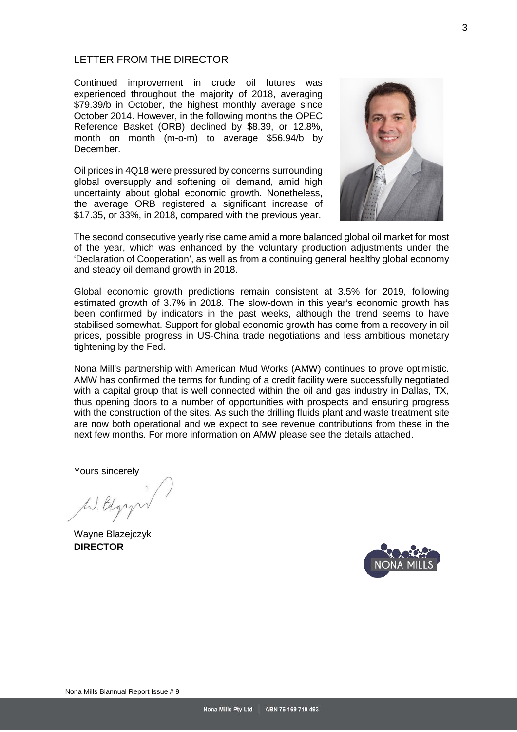## LETTER FROM THE DIRECTOR

Continued improvement in crude oil futures was experienced throughout the majority of 2018, averaging $79.39/b in October, the highest monthly average since October 2014. However, in the following months the OPEC Reference Basket (ORB) declined by $8.39, or 12.8%, month on month (m-o-m) to average $56.94/b by December.

Oil prices in 4Q18 were pressured by concerns surrounding global oversupply and softening oil demand, amid high uncertainty about global economic growth. Nonetheless, the average ORB registered a significant increase of $17.35, or 33%, in 2018, compared with the previous year.

The second consecutive yearly rise came amid a more balanced global oil market for most of the year, which was enhanced by the voluntary production adjustments under the 'Declaration of Cooperation', as well as from a continuing general healthy global economy and steady oil demand growth in 2018.

Global economic growth predictions remain consistent at 3.5% for 2019, following estimated growth of 3.7% in 2018. The slow-down in this year's economic growth has been confirmed by indicators in the past weeks, although the trend seems to have stabilised somewhat. Support for global economic growth has come from a recovery in oil prices, possible progress in US-China trade negotiations and less ambitious monetary tightening by the Fed.

Nona Mill's partnership with American Mud Works (AMW) continues to prove optimistic. AMW has confirmed the terms for funding of a credit facility were successfully negotiated with a capital group that is well connected within the oil and gas industry in Dallas, TX, thus opening doors to a number of opportunities with prospects and ensuring progress with the construction of the sites. As such the drilling fluids plant and waste treatment site are now both operational and we expect to see revenue contributions from these in the next few months. For more information on AMW please see the details attached.

Yours sincerely

Wayne Blazejczyk
**DIRECTOR**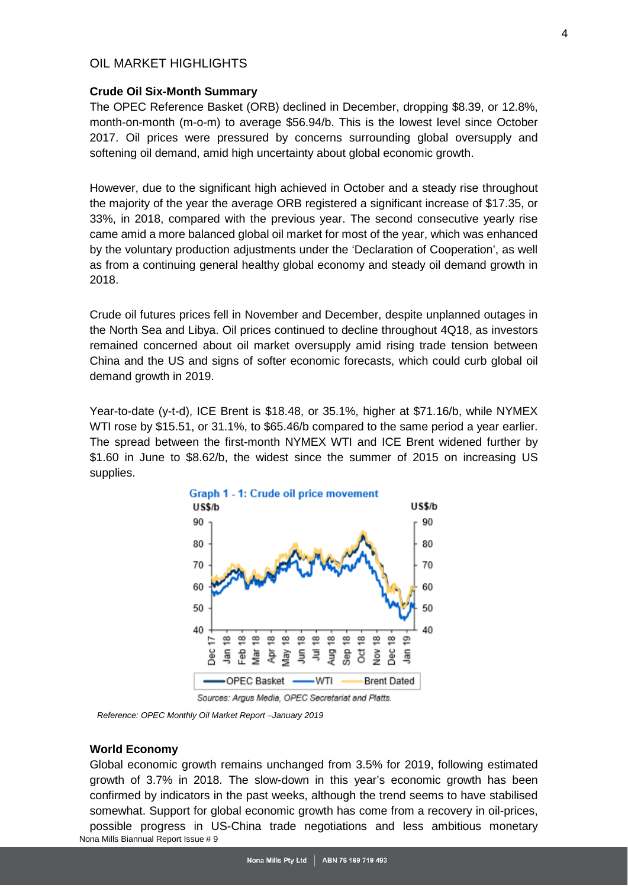## OIL MARKET HIGHLIGHTS

### Crude Oil Six-Month Summary

The OPEC Reference Basket (ORB) declined in December, dropping $8.39, or 12.8%, month-on-month (m-o-m) to average $56.94/b. This is the lowest level since October 2017. Oil prices were pressured by concerns surrounding global oversupply and softening oil demand, amid high uncertainty about global economic growth.

However, due to the significant high achieved in October and a steady rise throughout the majority of the year the average ORB registered a significant increase of $17.35, or 33%, in 2018, compared with the previous year. The second consecutive yearly rise came amid a more balanced global oil market for most of the year, which was enhanced by the voluntary production adjustments under the 'Declaration of Cooperation', as well as from a continuing general healthy global economy and steady oil demand growth in 2018.

Crude oil futures prices fell in November and December, despite unplanned outages in the North Sea and Libya. Oil prices continued to decline throughout 4Q18, as investors remained concerned about oil market oversupply amid rising trade tension between China and the US and signs of softer economic forecasts, which could curb global oil demand growth in 2019.

Year-to-date (y-t-d), ICE Brent is $18.48, or 35.1%, higher at $71.16/b, while NYMEX WTI rose by $15.51, or 31.1%, to $65.46/b compared to the same period a year earlier. The spread between the first-month NYMEX WTI and ICE Brent widened further by $1.60 in June to $8.62/b, the widest since the summer of 2015 on increasing US supplies.

**Graph 1 - 1: Crude oil price movement**

Sources: Argus Media, OPEC Secretariat and Platts.

*Reference: OPEC Monthly Oil Market Report –January 2019*

### World Economy

Global economic growth remains unchanged from 3.5% for 2019, following estimated growth of 3.7% in 2018. The slow-down in this year's economic growth has been confirmed by indicators in the past weeks, although the trend seems to have stabilised somewhat. Support for global economic growth has come from a recovery in oil-prices, possible progress in US-China trade negotiations and less ambitious monetary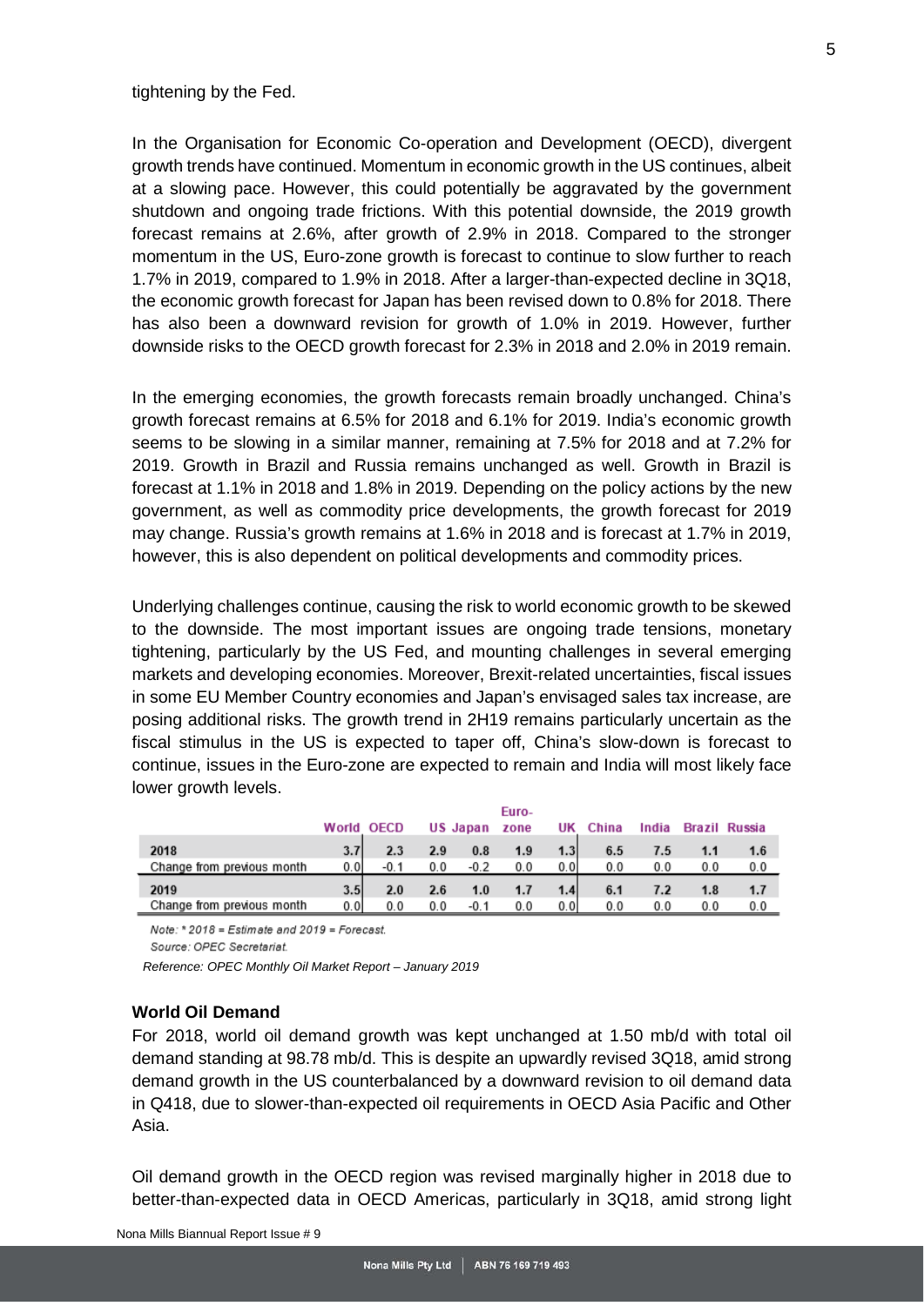tightening by the Fed.

In the Organisation for Economic Co-operation and Development (OECD), divergent growth trends have continued. Momentum in economic growth in the US continues, albeit at a slowing pace. However, this could potentially be aggravated by the government shutdown and ongoing trade frictions. With this potential downside, the 2019 growth forecast remains at 2.6%, after growth of 2.9% in 2018. Compared to the stronger momentum in the US, Euro-zone growth is forecast to continue to slow further to reach 1.7% in 2019, compared to 1.9% in 2018. After a larger-than-expected decline in 3Q18, the economic growth forecast for Japan has been revised down to 0.8% for 2018. There has also been a downward revision for growth of 1.0% in 2019. However, further downside risks to the OECD growth forecast for 2.3% in 2018 and 2.0% in 2019 remain.

In the emerging economies, the growth forecasts remain broadly unchanged. China's growth forecast remains at 6.5% for 2018 and 6.1% for 2019. India's economic growth seems to be slowing in a similar manner, remaining at 7.5% for 2018 and at 7.2% for 2019. Growth in Brazil and Russia remains unchanged as well. Growth in Brazil is forecast at 1.1% in 2018 and 1.8% in 2019. Depending on the policy actions by the new government, as well as commodity price developments, the growth forecast for 2019 may change. Russia's growth remains at 1.6% in 2018 and is forecast at 1.7% in 2019, however, this is also dependent on political developments and commodity prices.

Underlying challenges continue, causing the risk to world economic growth to be skewed to the downside. The most important issues are ongoing trade tensions, monetary tightening, particularly by the US Fed, and mounting challenges in several emerging markets and developing economies. Moreover, Brexit-related uncertainties, fiscal issues in some EU Member Country economies and Japan's envisaged sales tax increase, are posing additional risks. The growth trend in 2H19 remains particularly uncertain as the fiscal stimulus in the US is expected to taper off, China's slow-down is forecast to continue, issues in the Euro-zone are expected to remain and India will most likely face lower growth levels.

| | World | OECD | US | Japan | Euro-zone | UK | China | India | Brazil | Russia |
|---|---|---|---|---|---|---|---|---|---|---|
| **2018** | 3.7 | 2.3 | 2.9 | 0.8 | 1.9 | 1.3 | 6.5 | 7.5 | 1.1 | 1.6 |
| Change from previous month | 0.0 | -0.1 | 0.0 | -0.2 | 0.0 | 0.0 | 0.0 | 0.0 | 0.0 | 0.0 |
| **2019** | 3.5 | 2.0 | 2.6 | 1.0 | 1.7 | 1.4 | 6.1 | 7.2 | 1.8 | 1.7 |
| Change from previous month | 0.0 | 0.0 | 0.0 | -0.1 | 0.0 | 0.0 | 0.0 | 0.0 | 0.0 | 0.0 |

*Note: * 2018 = Estimate and 2019 = Forecast.*

*Source: OPEC Secretariat.*

*Reference: OPEC Monthly Oil Market Report – January 2019*

### World Oil Demand

For 2018, world oil demand growth was kept unchanged at 1.50 mb/d with total oil demand standing at 98.78 mb/d. This is despite an upwardly revised 3Q18, amid strong demand growth in the US counterbalanced by a downward revision to oil demand data in Q418, due to slower-than-expected oil requirements in OECD Asia Pacific and Other Asia.

Oil demand growth in the OECD region was revised marginally higher in 2018 due to better-than-expected data in OECD Americas, particularly in 3Q18, amid strong light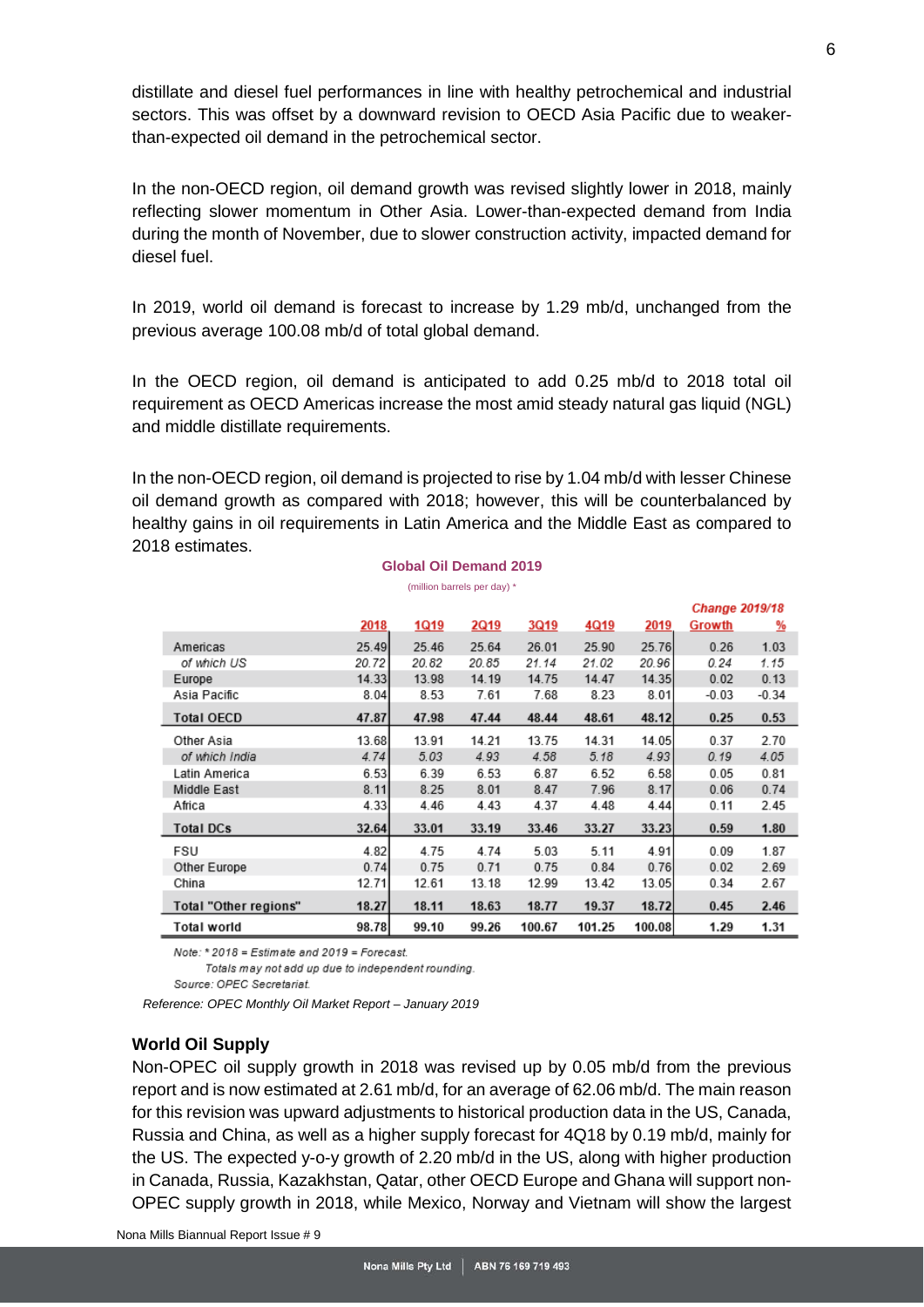distillate and diesel fuel performances in line with healthy petrochemical and industrial sectors. This was offset by a downward revision to OECD Asia Pacific due to weaker-than-expected oil demand in the petrochemical sector.

In the non-OECD region, oil demand growth was revised slightly lower in 2018, mainly reflecting slower momentum in Other Asia. Lower-than-expected demand from India during the month of November, due to slower construction activity, impacted demand for diesel fuel.

In 2019, world oil demand is forecast to increase by 1.29 mb/d, unchanged from the previous average 100.08 mb/d of total global demand.

In the OECD region, oil demand is anticipated to add 0.25 mb/d to 2018 total oil requirement as OECD Americas increase the most amid steady natural gas liquid (NGL) and middle distillate requirements.

In the non-OECD region, oil demand is projected to rise by 1.04 mb/d with lesser Chinese oil demand growth as compared with 2018; however, this will be counterbalanced by healthy gains in oil requirements in Latin America and the Middle East as compared to 2018 estimates.

**Global Oil Demand 2019**

(million barrels per day) *

| | 2018 | 1Q19 | 2Q19 | 3Q19 | 4Q19 | 2019 | Change 2019/18 Growth | % |
|---|---|---|---|---|---|---|---|---|
| Americas | 25.49 | 25.46 | 25.64 | 26.01 | 25.90 | 25.76 | 0.26 | 1.03 |
| *of which US* | *20.72* | *20.82* | *20.85* | *21.14* | *21.02* | *20.96* | *0.24* | *1.15* |
| Europe | 14.33 | 13.98 | 14.19 | 14.75 | 14.47 | 14.35 | 0.02 | 0.13 |
| Asia Pacific | 8.04 | 8.53 | 7.61 | 7.68 | 8.23 | 8.01 | -0.03 | -0.34 |
| **Total OECD** | **47.87** | **47.98** | **47.44** | **48.44** | **48.61** | **48.12** | **0.25** | **0.53** |
| Other Asia | 13.68 | 13.91 | 14.21 | 13.75 | 14.31 | 14.05 | 0.37 | 2.70 |
| *of which India* | *4.74* | *5.03* | *4.93* | *4.58* | *5.18* | *4.93* | *0.19* | *4.05* |
| Latin America | 6.53 | 6.39 | 6.53 | 6.87 | 6.52 | 6.58 | 0.05 | 0.81 |
| Middle East | 8.11 | 8.25 | 8.01 | 8.47 | 7.96 | 8.17 | 0.06 | 0.74 |
| Africa | 4.33 | 4.46 | 4.43 | 4.37 | 4.48 | 4.44 | 0.11 | 2.45 |
| **Total DCs** | **32.64** | **33.01** | **33.19** | **33.46** | **33.27** | **33.23** | **0.59** | **1.80** |
| FSU | 4.82 | 4.75 | 4.74 | 5.03 | 5.11 | 4.91 | 0.09 | 1.87 |
| Other Europe | 0.74 | 0.75 | 0.71 | 0.75 | 0.84 | 0.76 | 0.02 | 2.69 |
| China | 12.71 | 12.61 | 13.18 | 12.99 | 13.42 | 13.05 | 0.34 | 2.67 |
| **Total "Other regions"** | **18.27** | **18.11** | **18.63** | **18.77** | **19.37** | **18.72** | **0.45** | **2.46** |
| **Total world** | **98.78** | **99.10** | **99.26** | **100.67** | **101.25** | **100.08** | **1.29** | **1.31** |

*Note: * 2018 = Estimate and 2019 = Forecast.*

*Totals may not add up due to independent rounding.*

*Source: OPEC Secretariat.*

*Reference: OPEC Monthly Oil Market Report – January 2019*

**World Oil Supply**

Non-OPEC oil supply growth in 2018 was revised up by 0.05 mb/d from the previous report and is now estimated at 2.61 mb/d, for an average of 62.06 mb/d. The main reason for this revision was upward adjustments to historical production data in the US, Canada, Russia and China, as well as a higher supply forecast for 4Q18 by 0.19 mb/d, mainly for the US. The expected y-o-y growth of 2.20 mb/d in the US, along with higher production in Canada, Russia, Kazakhstan, Qatar, other OECD Europe and Ghana will support non-OPEC supply growth in 2018, while Mexico, Norway and Vietnam will show the largest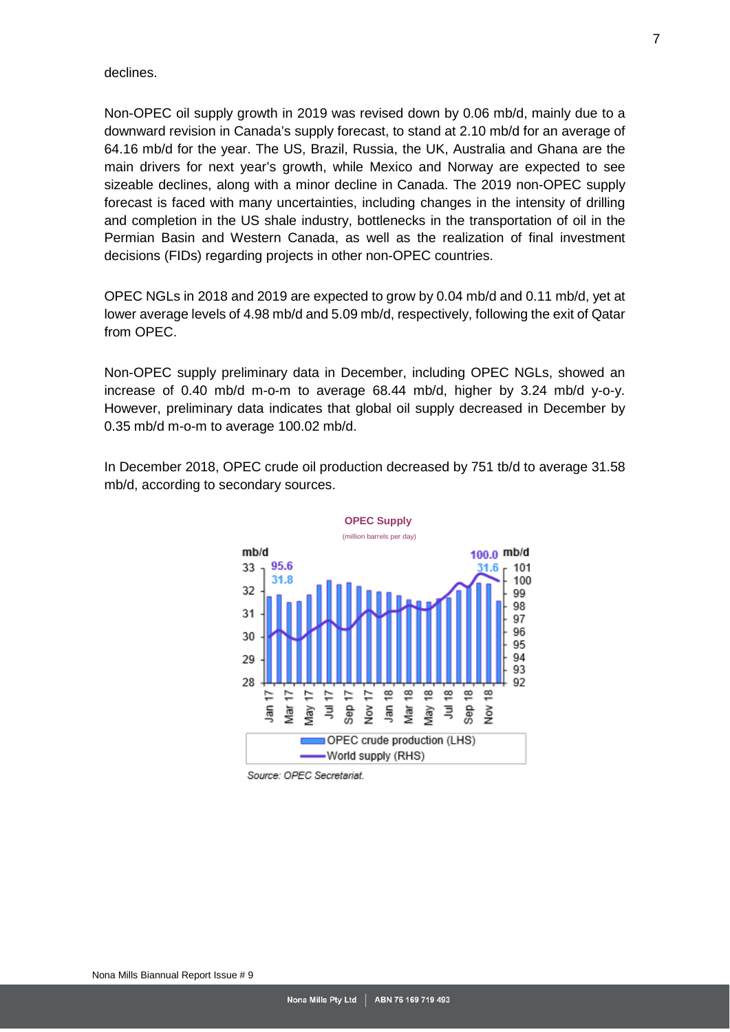declines.

Non-OPEC oil supply growth in 2019 was revised down by 0.06 mb/d, mainly due to a downward revision in Canada's supply forecast, to stand at 2.10 mb/d for an average of 64.16 mb/d for the year. The US, Brazil, Russia, the UK, Australia and Ghana are the main drivers for next year's growth, while Mexico and Norway are expected to see sizeable declines, along with a minor decline in Canada. The 2019 non-OPEC supply forecast is faced with many uncertainties, including changes in the intensity of drilling and completion in the US shale industry, bottlenecks in the transportation of oil in the Permian Basin and Western Canada, as well as the realization of final investment decisions (FIDs) regarding projects in other non-OPEC countries.

OPEC NGLs in 2018 and 2019 are expected to grow by 0.04 mb/d and 0.11 mb/d, yet at lower average levels of 4.98 mb/d and 5.09 mb/d, respectively, following the exit of Qatar from OPEC.

Non-OPEC supply preliminary data in December, including OPEC NGLs, showed an increase of 0.40 mb/d m-o-m to average 68.44 mb/d, higher by 3.24 mb/d y-o-y. However, preliminary data indicates that global oil supply decreased in December by 0.35 mb/d m-o-m to average 100.02 mb/d.

In December 2018, OPEC crude oil production decreased by 751 tb/d to average 31.58 mb/d, according to secondary sources.

**OPEC Supply**
(million barrels per day)

Source: OPEC Secretariat.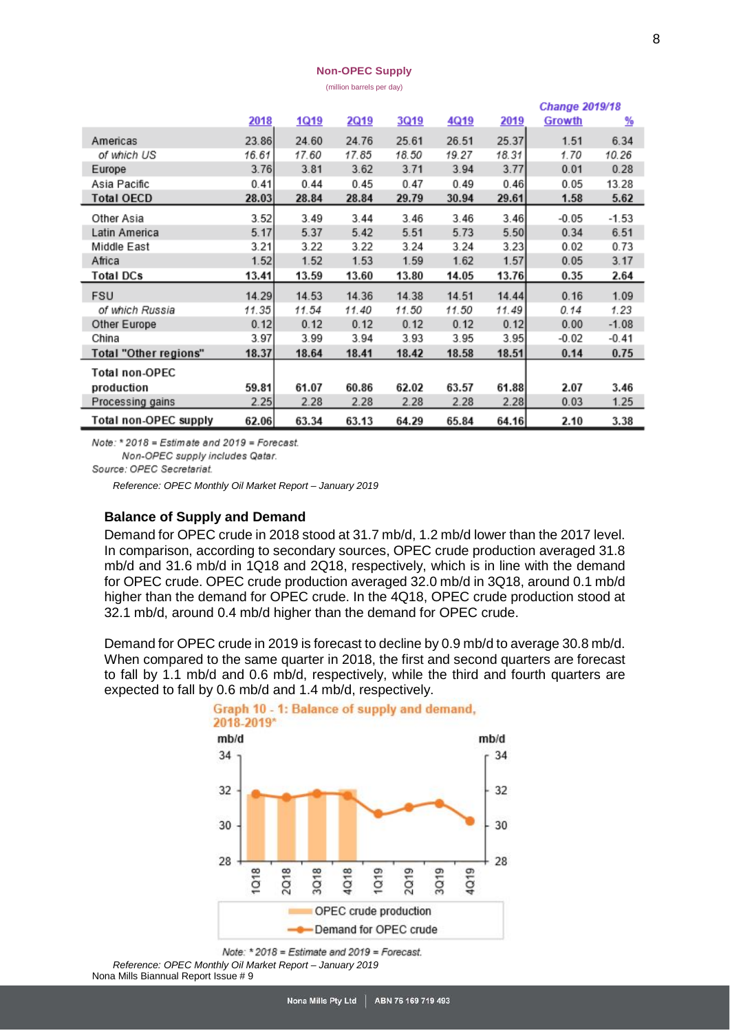**Non-OPEC Supply**

(million barrels per day)

| | 2018 | 1Q19 | 2Q19 | 3Q19 | 4Q19 | 2019 | Change 2019/18 Growth | % |
|---|---|---|---|---|---|---|---|---|
| Americas | 23.86 | 24.60 | 24.76 | 25.61 | 26.51 | 25.37 | 1.51 | 6.34 |
| *of which US* | *16.61* | *17.60* | *17.85* | *18.50* | *19.27* | *18.31* | *1.70* | *10.26* |
| Europe | 3.76 | 3.81 | 3.62 | 3.71 | 3.94 | 3.77 | 0.01 | 0.28 |
| Asia Pacific | 0.41 | 0.44 | 0.45 | 0.47 | 0.49 | 0.46 | 0.05 | 13.28 |
| **Total OECD** | **28.03** | **28.84** | **28.84** | **29.79** | **30.94** | **29.61** | **1.58** | **5.62** |
| Other Asia | 3.52 | 3.49 | 3.44 | 3.46 | 3.46 | 3.46 | -0.05 | -1.53 |
| Latin America | 5.17 | 5.37 | 5.42 | 5.51 | 5.73 | 5.50 | 0.34 | 6.51 |
| Middle East | 3.21 | 3.22 | 3.22 | 3.24 | 3.24 | 3.23 | 0.02 | 0.73 |
| Africa | 1.52 | 1.52 | 1.53 | 1.59 | 1.62 | 1.57 | 0.05 | 3.17 |
| **Total DCs** | **13.41** | **13.59** | **13.60** | **13.80** | **14.05** | **13.76** | **0.35** | **2.64** |
| FSU | 14.29 | 14.53 | 14.36 | 14.38 | 14.51 | 14.44 | 0.16 | 1.09 |
| *of which Russia* | *11.35* | *11.54* | *11.40* | *11.50* | *11.50* | *11.49* | *0.14* | *1.23* |
| Other Europe | 0.12 | 0.12 | 0.12 | 0.12 | 0.12 | 0.12 | 0.00 | -1.08 |
| China | 3.97 | 3.99 | 3.94 | 3.93 | 3.95 | 3.95 | -0.02 | -0.41 |
| **Total "Other regions"** | **18.37** | **18.64** | **18.41** | **18.42** | **18.58** | **18.51** | **0.14** | **0.75** |
| **Total non-OPEC production** | **59.81** | **61.07** | **60.86** | **62.02** | **63.57** | **61.88** | **2.07** | **3.46** |
| Processing gains | 2.25 | 2.28 | 2.28 | 2.28 | 2.28 | 2.28 | 0.03 | 1.25 |
| **Total non-OPEC supply** | **62.06** | **63.34** | **63.13** | **64.29** | **65.84** | **64.16** | **2.10** | **3.38** |

*Note: * 2018 = Estimate and 2019 = Forecast.*
*Non-OPEC supply includes Qatar.*
*Source: OPEC Secretariat.*

*Reference: OPEC Monthly Oil Market Report – January 2019*

### Balance of Supply and Demand

Demand for OPEC crude in 2018 stood at 31.7 mb/d, 1.2 mb/d lower than the 2017 level. In comparison, according to secondary sources, OPEC crude production averaged 31.8 mb/d and 31.6 mb/d in 1Q18 and 2Q18, respectively, which is in line with the demand for OPEC crude. OPEC crude production averaged 32.0 mb/d in 3Q18, around 0.1 mb/d higher than the demand for OPEC crude. In the 4Q18, OPEC crude production stood at 32.1 mb/d, around 0.4 mb/d higher than the demand for OPEC crude.

Demand for OPEC crude in 2019 is forecast to decline by 0.9 mb/d to average 30.8 mb/d. When compared to the same quarter in 2018, the first and second quarters are forecast to fall by 1.1 mb/d and 0.6 mb/d, respectively, while the third and fourth quarters are expected to fall by 0.6 mb/d and 1.4 mb/d, respectively.

**Graph 10 - 1: Balance of supply and demand, 2018-2019***

*Note: * 2018 = Estimate and 2019 = Forecast.*

*Reference: OPEC Monthly Oil Market Report – January 2019*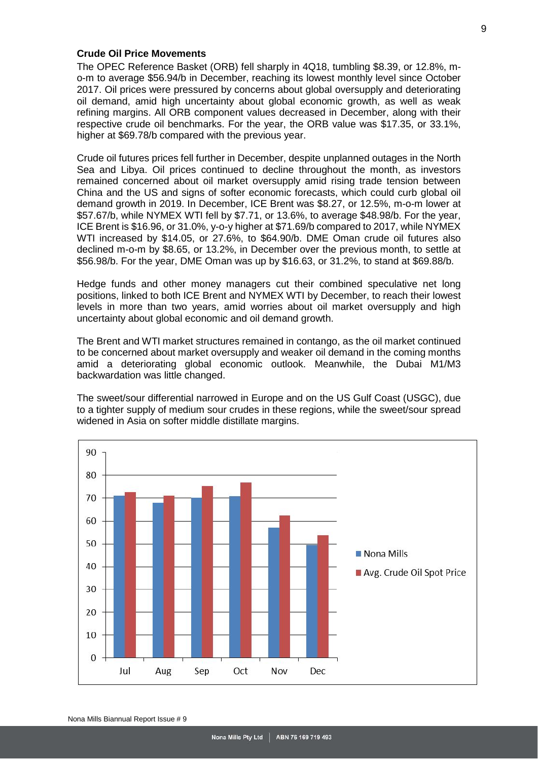**Crude Oil Price Movements**

The OPEC Reference Basket (ORB) fell sharply in 4Q18, tumbling $8.39, or 12.8%, m-o-m to average $56.94/b in December, reaching its lowest monthly level since October 2017. Oil prices were pressured by concerns about global oversupply and deteriorating oil demand, amid high uncertainty about global economic growth, as well as weak refining margins. All ORB component values decreased in December, along with their respective crude oil benchmarks. For the year, the ORB value was $17.35, or 33.1%, higher at $69.78/b compared with the previous year.

Crude oil futures prices fell further in December, despite unplanned outages in the North Sea and Libya. Oil prices continued to decline throughout the month, as investors remained concerned about oil market oversupply amid rising trade tension between China and the US and signs of softer economic forecasts, which could curb global oil demand growth in 2019. In December, ICE Brent was $8.27, or 12.5%, m-o-m lower at $57.67/b, while NYMEX WTI fell by $7.71, or 13.6%, to average $48.98/b. For the year, ICE Brent is $16.96, or 31.0%, y-o-y higher at $71.69/b compared to 2017, while NYMEX WTI increased by $14.05, or 27.6%, to $64.90/b. DME Oman crude oil futures also declined m-o-m by $8.65, or 13.2%, in December over the previous month, to settle at $56.98/b. For the year, DME Oman was up by $16.63, or 31.2%, to stand at $69.88/b.

Hedge funds and other money managers cut their combined speculative net long positions, linked to both ICE Brent and NYMEX WTI by December, to reach their lowest levels in more than two years, amid worries about oil market oversupply and high uncertainty about global economic and oil demand growth.

The Brent and WTI market structures remained in contango, as the oil market continued to be concerned about market oversupply and weaker oil demand in the coming months amid a deteriorating global economic outlook. Meanwhile, the Dubai M1/M3 backwardation was little changed.

The sweet/sour differential narrowed in Europe and on the US Gulf Coast (USGC), due to a tighter supply of medium sour crudes in these regions, while the sweet/sour spread widened in Asia on softer middle distillate margins.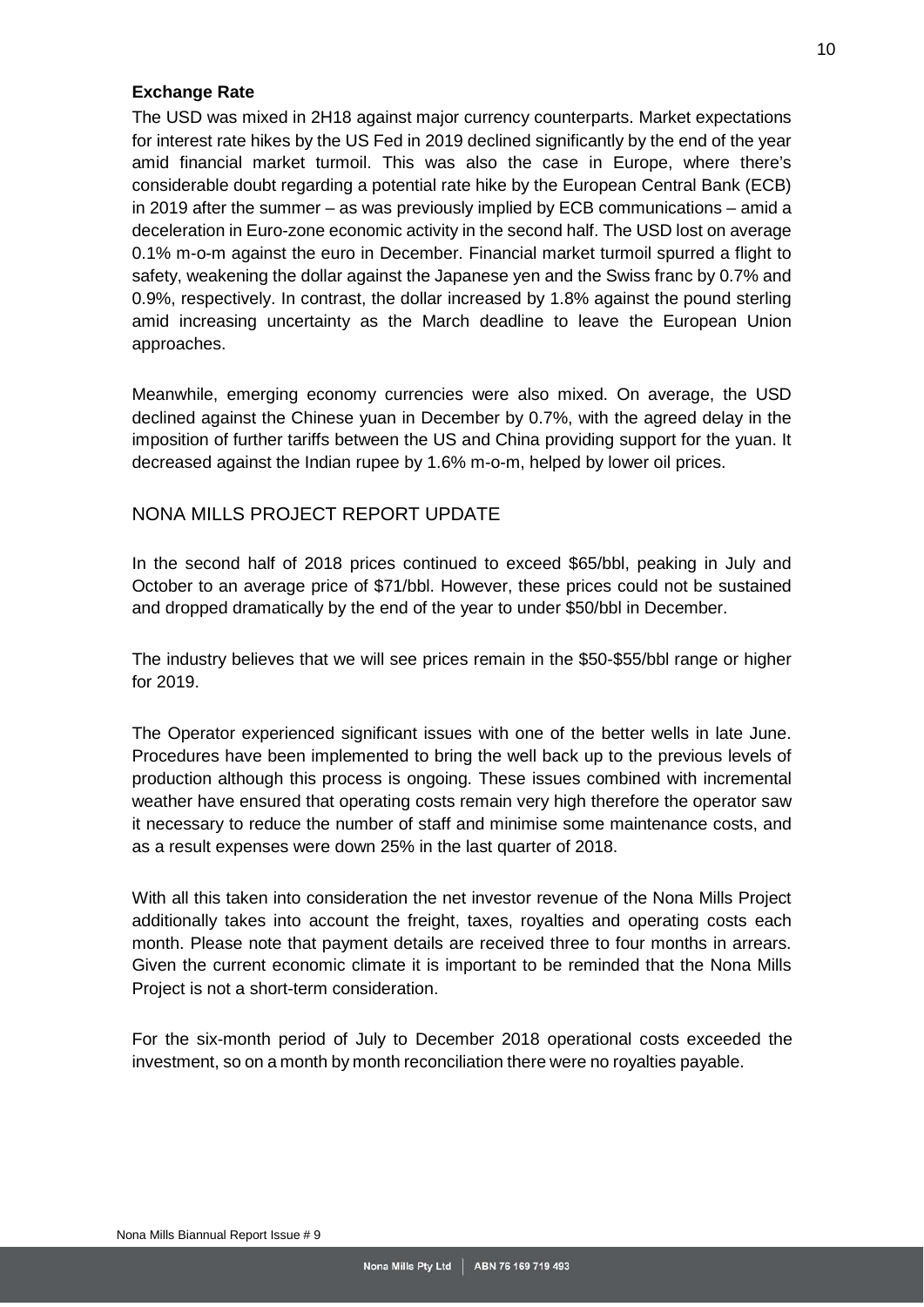**Exchange Rate**

The USD was mixed in 2H18 against major currency counterparts. Market expectations for interest rate hikes by the US Fed in 2019 declined significantly by the end of the year amid financial market turmoil. This was also the case in Europe, where there's considerable doubt regarding a potential rate hike by the European Central Bank (ECB) in 2019 after the summer – as was previously implied by ECB communications – amid a deceleration in Euro-zone economic activity in the second half. The USD lost on average 0.1% m-o-m against the euro in December. Financial market turmoil spurred a flight to safety, weakening the dollar against the Japanese yen and the Swiss franc by 0.7% and 0.9%, respectively. In contrast, the dollar increased by 1.8% against the pound sterling amid increasing uncertainty as the March deadline to leave the European Union approaches.

Meanwhile, emerging economy currencies were also mixed. On average, the USD declined against the Chinese yuan in December by 0.7%, with the agreed delay in the imposition of further tariffs between the US and China providing support for the yuan. It decreased against the Indian rupee by 1.6% m-o-m, helped by lower oil prices.

## NONA MILLS PROJECT REPORT UPDATE

In the second half of 2018 prices continued to exceed \$65/bbl, peaking in July and October to an average price of \$71/bbl. However, these prices could not be sustained and dropped dramatically by the end of the year to under \$50/bbl in December.

The industry believes that we will see prices remain in the \$50-\$55/bbl range or higher for 2019.

The Operator experienced significant issues with one of the better wells in late June. Procedures have been implemented to bring the well back up to the previous levels of production although this process is ongoing. These issues combined with incremental weather have ensured that operating costs remain very high therefore the operator saw it necessary to reduce the number of staff and minimise some maintenance costs, and as a result expenses were down 25% in the last quarter of 2018.

With all this taken into consideration the net investor revenue of the Nona Mills Project additionally takes into account the freight, taxes, royalties and operating costs each month. Please note that payment details are received three to four months in arrears. Given the current economic climate it is important to be reminded that the Nona Mills Project is not a short-term consideration.

For the six-month period of July to December 2018 operational costs exceeded the investment, so on a month by month reconciliation there were no royalties payable.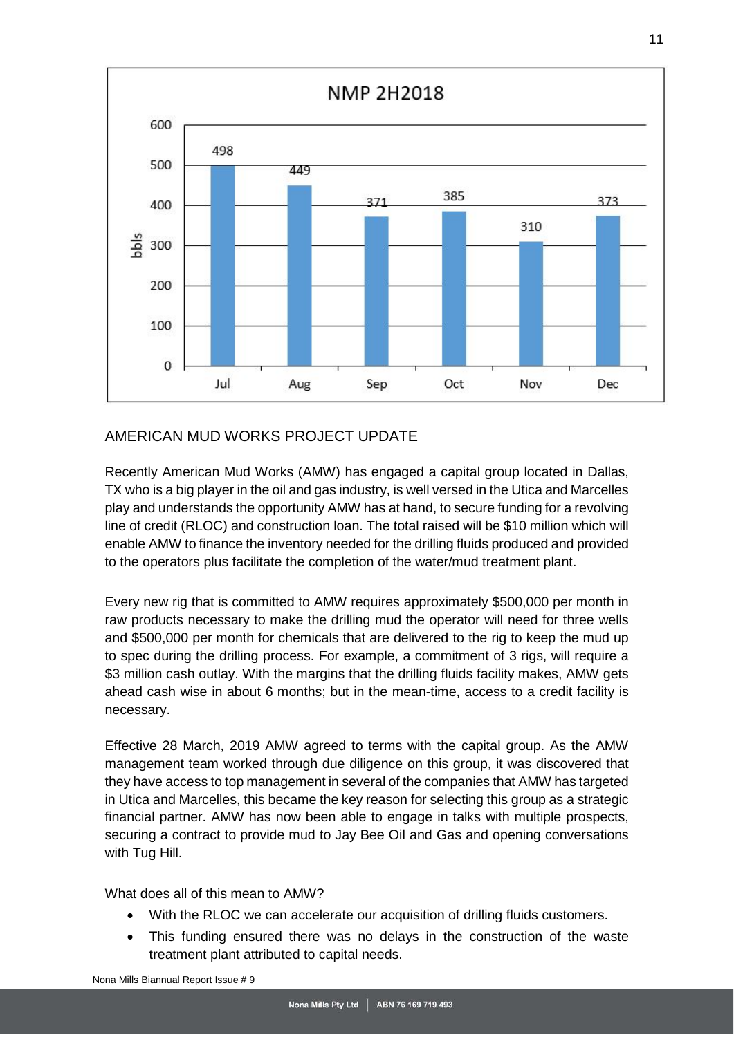**NMP 2H2018**

| Month | bbls |
| --- | --- |
| Jul | 498 |
| Aug | 449 |
| Sep | 371 |
| Oct | 385 |
| Nov | 310 |
| Dec | 373 |

## AMERICAN MUD WORKS PROJECT UPDATE

Recently American Mud Works (AMW) has engaged a capital group located in Dallas, TX who is a big player in the oil and gas industry, is well versed in the Utica and Marcelles play and understands the opportunity AMW has at hand, to secure funding for a revolving line of credit (RLOC) and construction loan. The total raised will be $10 million which will enable AMW to finance the inventory needed for the drilling fluids produced and provided to the operators plus facilitate the completion of the water/mud treatment plant.

Every new rig that is committed to AMW requires approximately $500,000 per month in raw products necessary to make the drilling mud the operator will need for three wells and $500,000 per month for chemicals that are delivered to the rig to keep the mud up to spec during the drilling process. For example, a commitment of 3 rigs, will require a $3 million cash outlay. With the margins that the drilling fluids facility makes, AMW gets ahead cash wise in about 6 months; but in the mean-time, access to a credit facility is necessary.

Effective 28 March, 2019 AMW agreed to terms with the capital group. As the AMW management team worked through due diligence on this group, it was discovered that they have access to top management in several of the companies that AMW has targeted in Utica and Marcelles, this became the key reason for selecting this group as a strategic financial partner. AMW has now been able to engage in talks with multiple prospects, securing a contract to provide mud to Jay Bee Oil and Gas and opening conversations with Tug Hill.

What does all of this mean to AMW?

- With the RLOC we can accelerate our acquisition of drilling fluids customers.
- This funding ensured there was no delays in the construction of the waste treatment plant attributed to capital needs.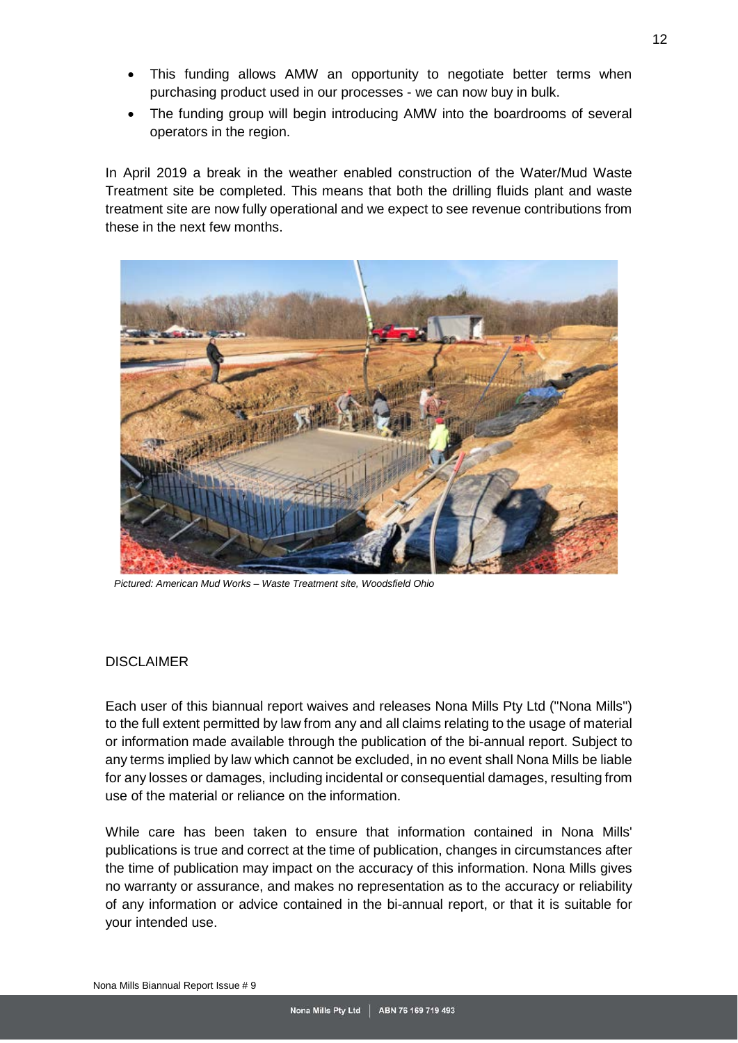- This funding allows AMW an opportunity to negotiate better terms when purchasing product used in our processes - we can now buy in bulk.
- The funding group will begin introducing AMW into the boardrooms of several operators in the region.

In April 2019 a break in the weather enabled construction of the Water/Mud Waste Treatment site be completed. This means that both the drilling fluids plant and waste treatment site are now fully operational and we expect to see revenue contributions from these in the next few months.

*Pictured: American Mud Works – Waste Treatment site, Woodsfield Ohio*

DISCLAIMER

Each user of this biannual report waives and releases Nona Mills Pty Ltd ("Nona Mills") to the full extent permitted by law from any and all claims relating to the usage of material or information made available through the publication of the bi-annual report. Subject to any terms implied by law which cannot be excluded, in no event shall Nona Mills be liable for any losses or damages, including incidental or consequential damages, resulting from use of the material or reliance on the information.

While care has been taken to ensure that information contained in Nona Mills' publications is true and correct at the time of publication, changes in circumstances after the time of publication may impact on the accuracy of this information. Nona Mills gives no warranty or assurance, and makes no representation as to the accuracy or reliability of any information or advice contained in the bi-annual report, or that it is suitable for your intended use.